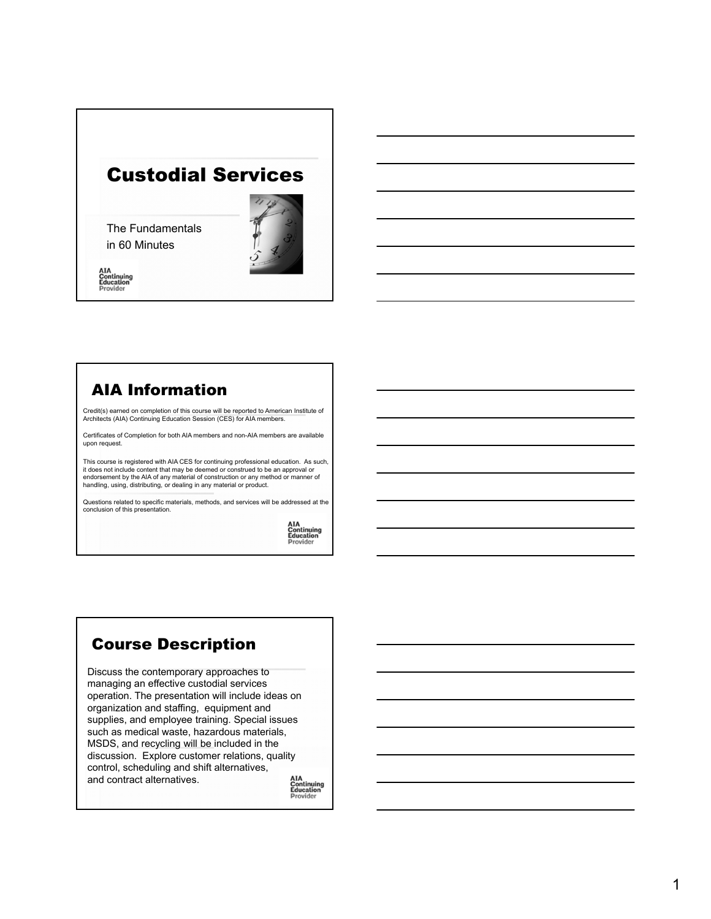# Custodial Services

The Fundamentals
in 60 Minutes

AIA Continuing Education Provider

## AIA Information

Credit(s) earned on completion of this course will be reported to American Institute of Architects (AIA) Continuing Education Session (CES) for AIA members.

Certificates of Completion for both AIA members and non-AIA members are available upon request.

This course is registered with AIA CES for continuing professional education. As such, it does not include content that may be deemed or construed to be an approval or endorsement by the AIA of any material of construction or any method or manner of handling, using, distributing, or dealing in any material or product.

Questions related to specific materials, methods, and services will be addressed at the conclusion of this presentation.

AIA Continuing Education Provider

## Course Description

Discuss the contemporary approaches to managing an effective custodial services operation. The presentation will include ideas on organization and staffing, equipment and supplies, and employee training. Special issues such as medical waste, hazardous materials, MSDS, and recycling will be included in the discussion. Explore customer relations, quality control, scheduling and shift alternatives, and contract alternatives.

AIA Continuing Education Provider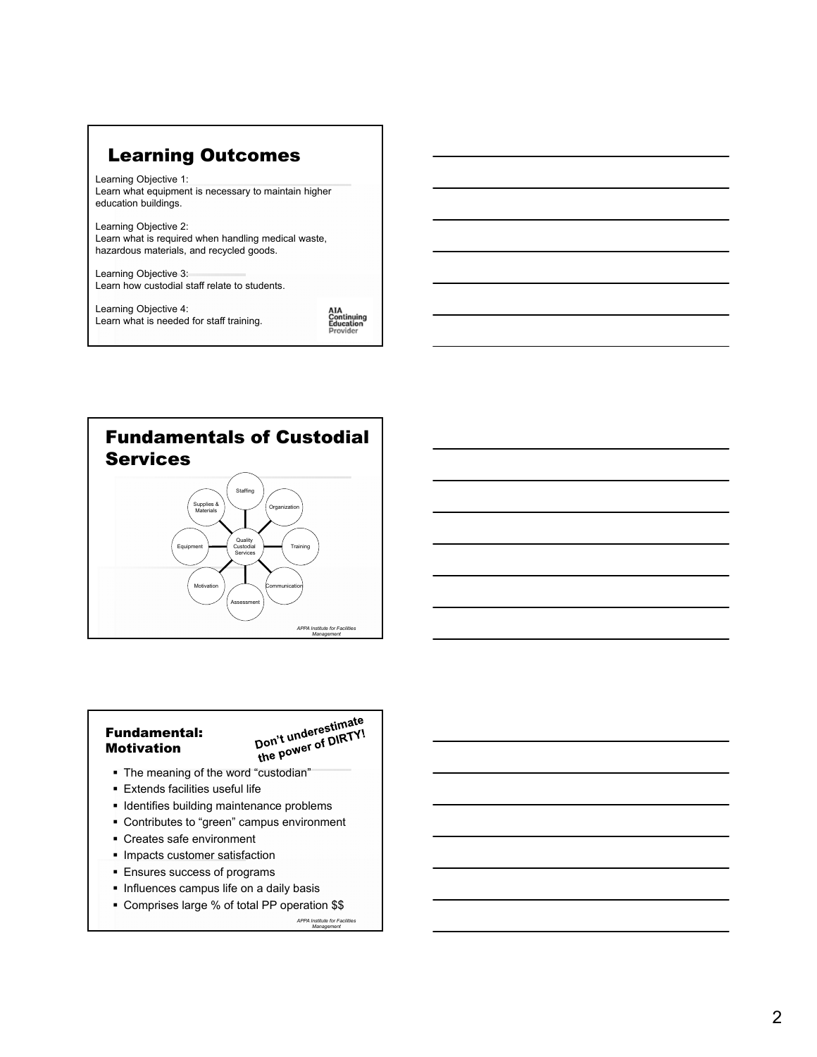## Learning Outcomes

Learning Objective 1:
Learn what equipment is necessary to maintain higher education buildings.

Learning Objective 2:
Learn what is required when handling medical waste, hazardous materials, and recycled goods.

Learning Objective 3:
Learn how custodial staff relate to students.

Learning Objective 4:
Learn what is needed for staff training.

AIA Continuing Education Provider

## Fundamentals of Custodial Services

Quality Custodial Services

- Staffing
- Organization
- Training
- Communication
- Assessment
- Motivation
- Equipment
- Supplies & Materials

*APPA Institute for Facilities Management*

## Fundamental: Motivation

**Don't underestimate the power of DIRTY!**

- The meaning of the word "custodian"
- Extends facilities useful life
- Identifies building maintenance problems
- Contributes to "green" campus environment
- Creates safe environment
- Impacts customer satisfaction
- Ensures success of programs
- Influences campus life on a daily basis
- Comprises large % of total PP operation $$

*APPA Institute for Facilities Management*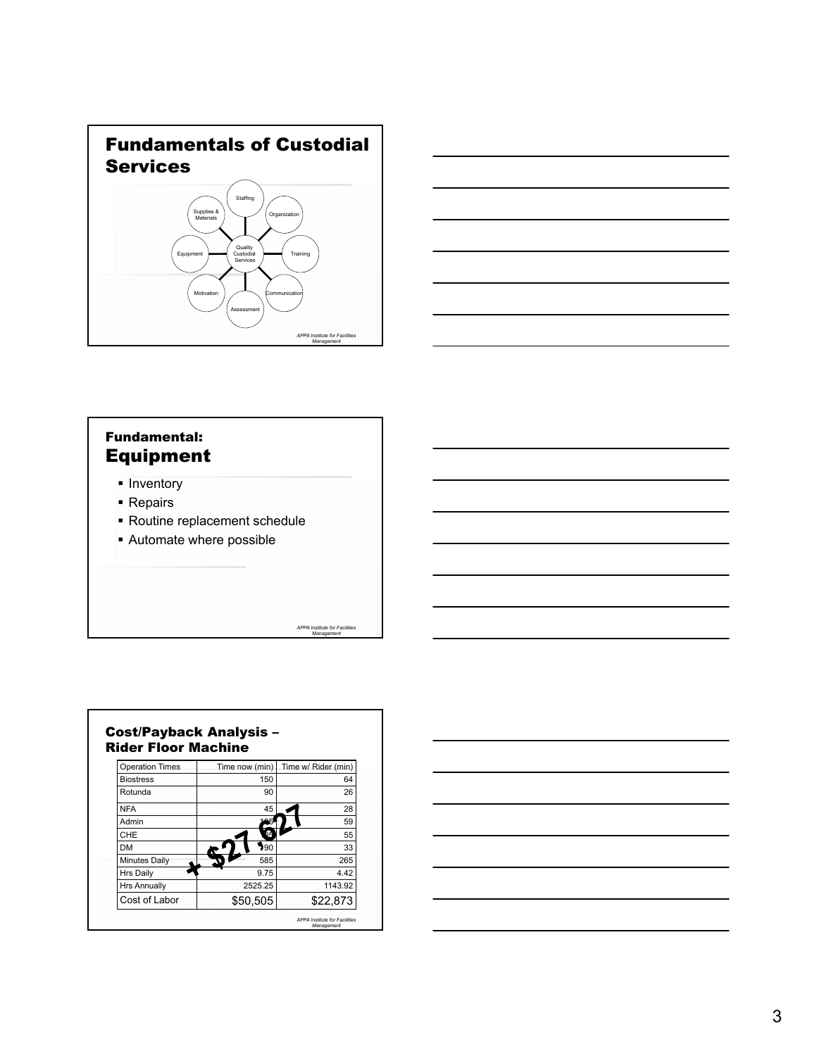# Fundamentals of Custodial Services

- Quality Custodial Services
  - Staffing
  - Organization
  - Training
  - Communication
  - Assessment
  - Motivation
  - Equipment
  - Supplies & Materials

*APPA Institute for Facilities Management*

---

## Fundamental: Equipment

- Inventory
- Repairs
- Routine replacement schedule
- Automate where possible

*APPA Institute for Facilities Management*

---

## Cost/Payback Analysis – Rider Floor Machine

| Operation Times | Time now (min) | Time w/ Rider (min) |
|---|---|---|
| Biostress | 150 | 64 |
| Rotunda | 90 | 26 |
| NFA | 45 | 28 |
| Admin | 1?5 | 59 |
| CHE | ?5 | 55 |
| DM | 90 | 33 |
| Minutes Daily | 585 | 265 |
| Hrs Daily | 9.75 | 4.42 |
| Hrs Annually | 2525.25 | 1143.92 |
| Cost of Labor | $50,505 | $22,873 |

+ $27,627

*APPA Institute for Facilities Management*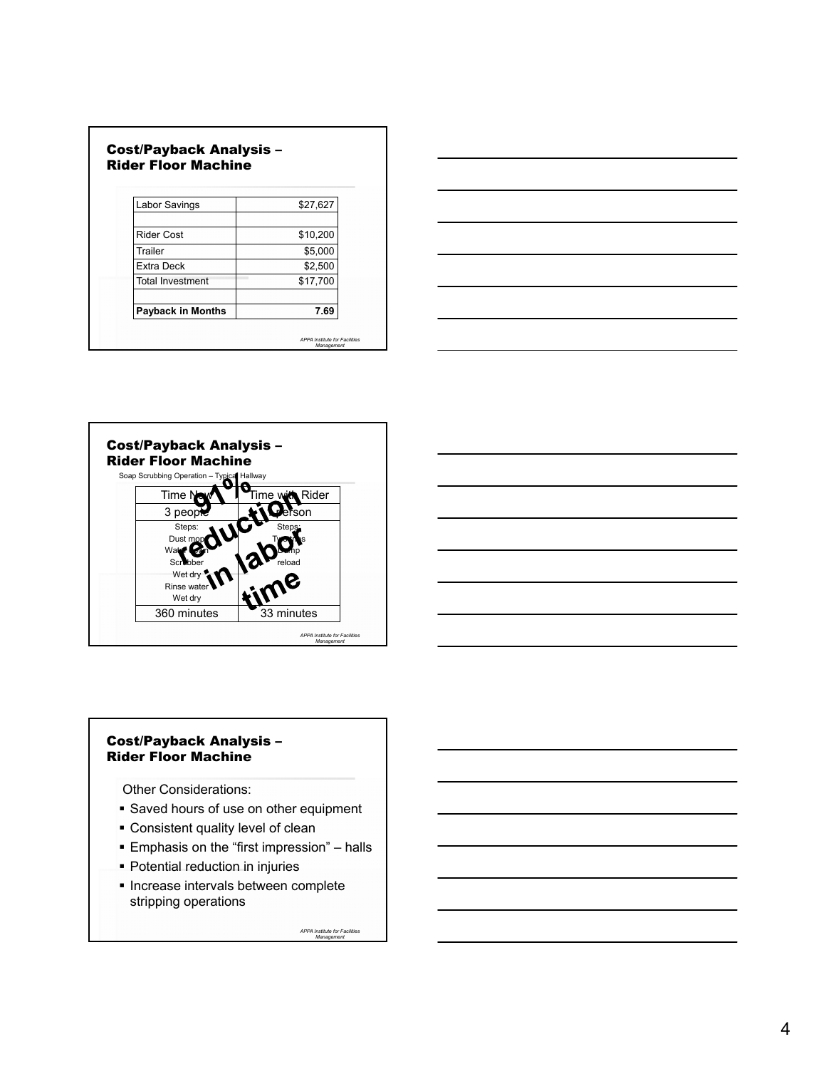## Cost/Payback Analysis – Rider Floor Machine

| Labor Savings | $27,627 |
|---|---|
| | |
| Rider Cost | $10,200 |
| Trailer | $5,000 |
| Extra Deck | $2,500 |
| Total Investment | $17,700 |
| | |
| **Payback in Months** | **7.69** |

*APPA Institute for Facilities Management*

## Cost/Payback Analysis – Rider Floor Machine

Soap Scrubbing Operation – Typical Hallway

| Time Now | Time with Rider |
|---|---|
| 3 people | 1 person |
| Steps:<br>Dust mop<br>Water down<br>Scrubber<br>Wet dry<br>Rinse water<br>Wet dry | Steps:<br>Two trips<br>Dump<br>reload |
| 360 minutes | 33 minutes |

**91% reduction in labor time**

*APPA Institute for Facilities Management*

## Cost/Payback Analysis – Rider Floor Machine

Other Considerations:

- Saved hours of use on other equipment
- Consistent quality level of clean
- Emphasis on the "first impression" – halls
- Potential reduction in injuries
- Increase intervals between complete stripping operations

*APPA Institute for Facilities Management*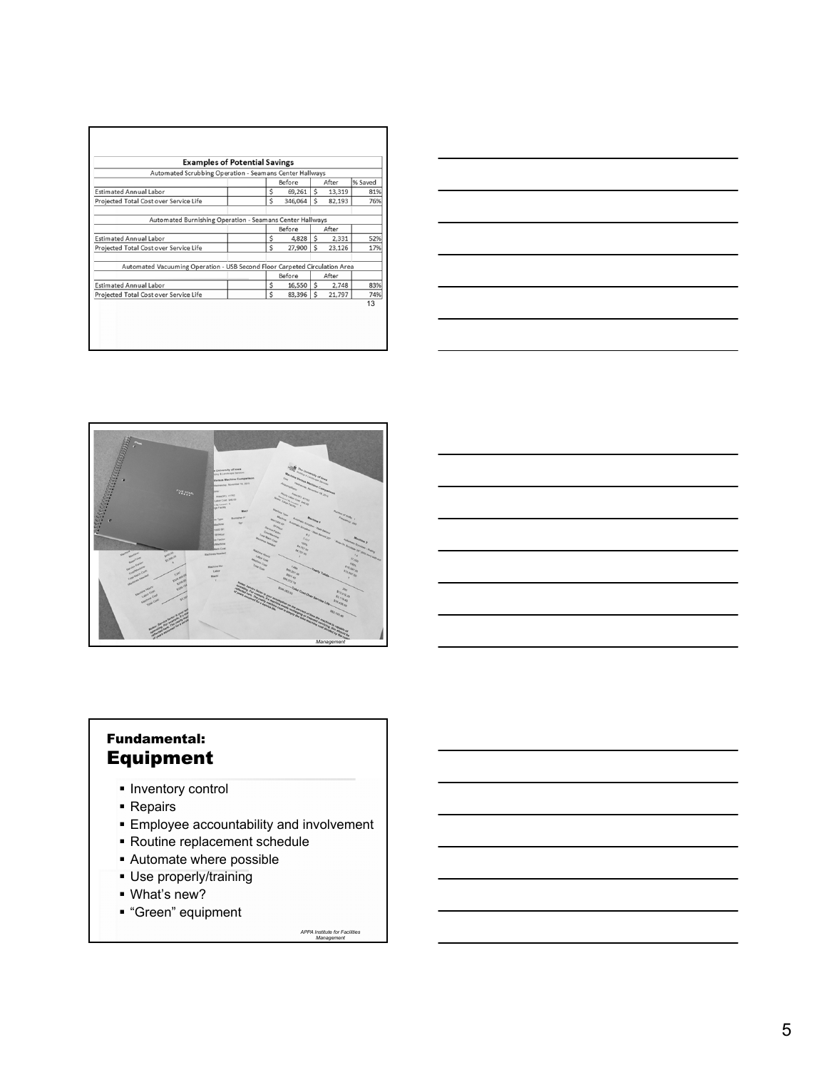## Examples of Potential Savings

| Automated Scrubbing Operation - Seamans Center Hallways | | Before | After | % Saved |
|---|---|---|---|---|
| Estimated Annual Labor | | $ 69,261 | $ 13,319 | 81% |
| Projected Total Cost over Service Life | | $ 346,064 | $ 82,193 | 76% |

| Automated Burnishing Operation - Seamans Center Hallways | | Before | After | |
|---|---|---|---|---|
| Estimated Annual Labor | | $ 4,828 | $ 2,331 | 52% |
| Projected Total Cost over Service Life | | $ 27,900 | $ 23,126 | 17% |

| Automated Vacuuming Operation - USB Second Floor Carpeted Circulation Area | | Before | After | |
|---|---|---|---|---|
| Estimated Annual Labor | | $ 16,550 | $ 2,748 | 83% |
| Projected Total Cost over Service Life | | $ 83,396 | $ 21,797 | 74% |

13

## Fundamental: Equipment

- Inventory control
- Repairs
- Employee accountability and involvement
- Routine replacement schedule
- Automate where possible
- Use properly/training
- What's new?
- "Green" equipment

APPA Institute for Facilities Management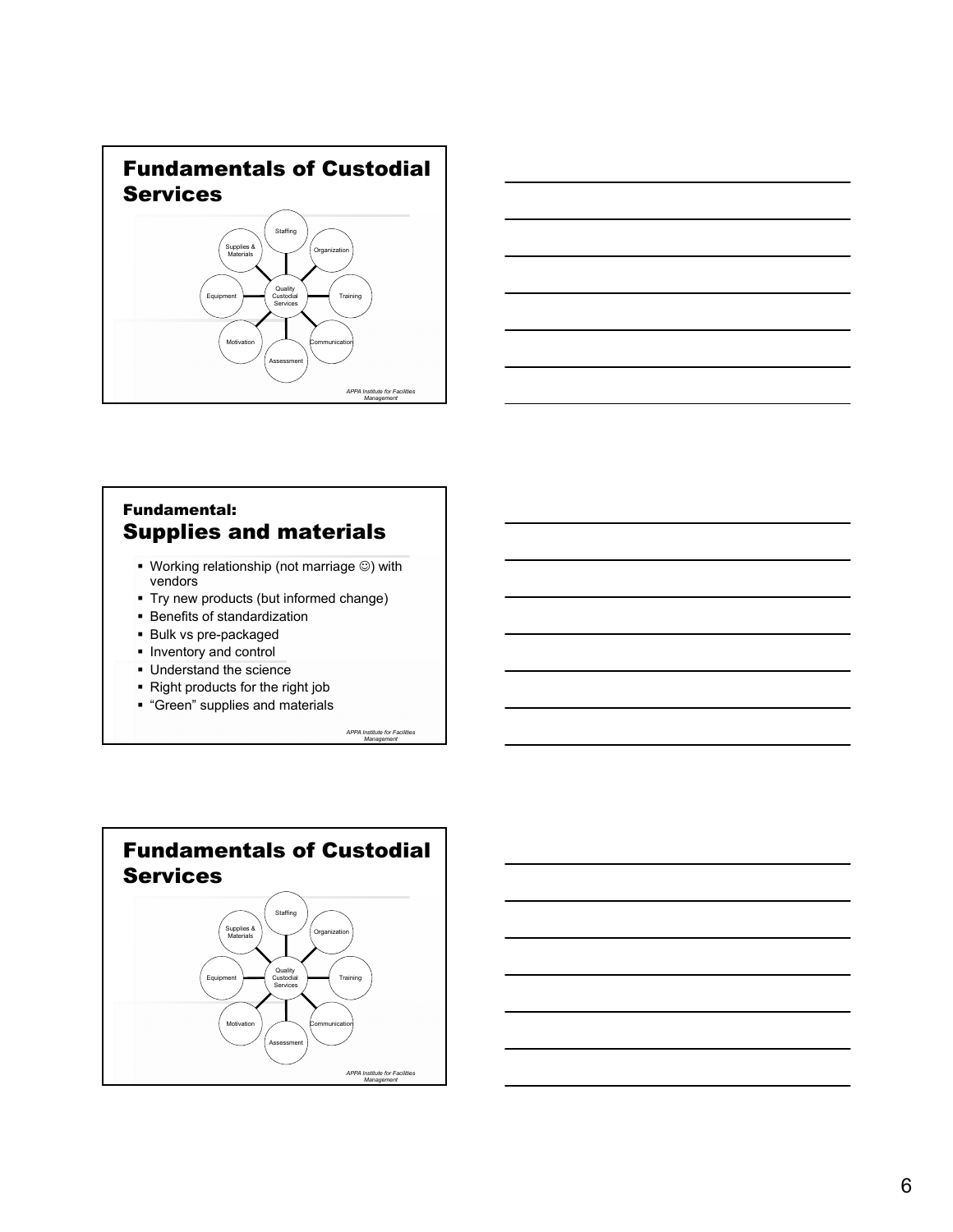## Fundamentals of Custodial Services

Staffing

Organization

Training

Communication

Assessment

Motivation

Equipment

Supplies & Materials

Quality Custodial Services

*APPA Institute for Facilities Management*

### Fundamental:
## Supplies and materials

- Working relationship (not marriage ☺) with vendors
- Try new products (but informed change)
- Benefits of standardization
- Bulk vs pre-packaged
- Inventory and control
- Understand the science
- Right products for the right job
- “Green” supplies and materials

*APPA Institute for Facilities Management*

## Fundamentals of Custodial Services

Staffing

Organization

Training

Communication

Assessment

Motivation

Equipment

Supplies & Materials

Quality Custodial Services

*APPA Institute for Facilities Management*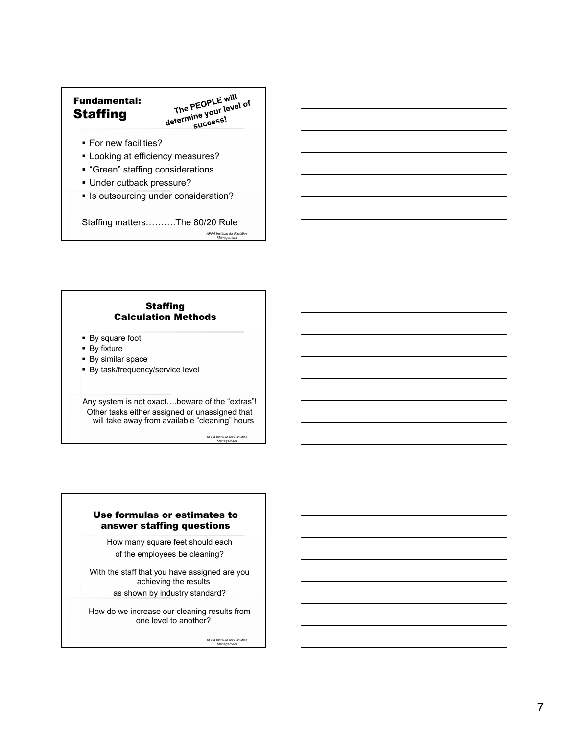## Fundamental: Staffing

*The PEOPLE will determine your level of success!*

- For new facilities?
- Looking at efficiency measures?
- “Green” staffing considerations
- Under cutback pressure?
- Is outsourcing under consideration?

Staffing matters……….The 80/20 Rule

*APPA Institute for Facilities Management*

## Staffing Calculation Methods

- By square foot
- By fixture
- By similar space
- By task/frequency/service level

Any system is not exact….beware of the “extras”! Other tasks either assigned or unassigned that will take away from available “cleaning” hours

*APPA Institute for Facilities Management*

## Use formulas or estimates to answer staffing questions

How many square feet should each of the employees be cleaning?

With the staff that you have assigned are you achieving the results as shown by industry standard?

How do we increase our cleaning results from one level to another?

*APPA Institute for Facilities Management*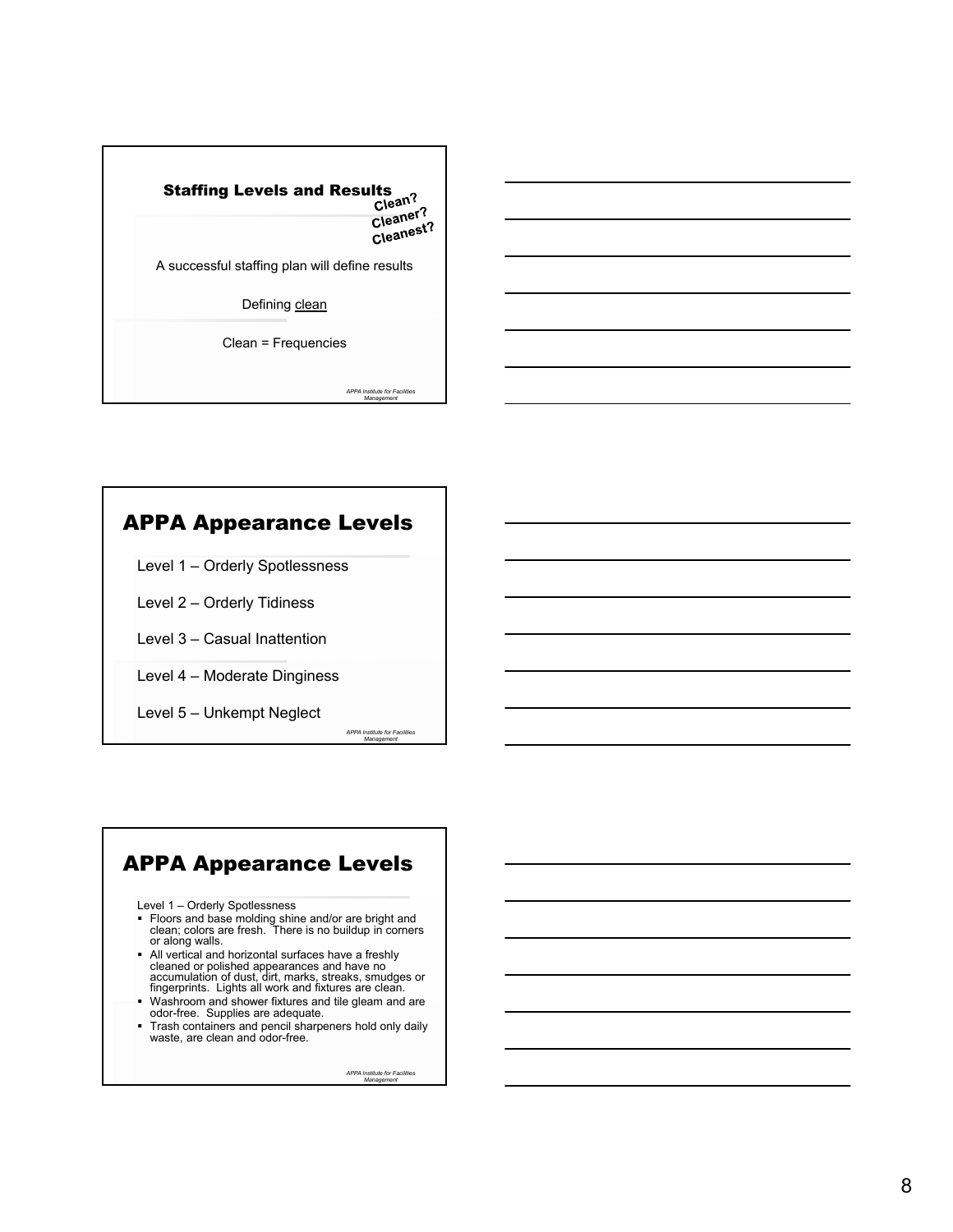## Staffing Levels and Results

**Clean? Cleaner? Cleanest?**

A successful staffing plan will define results

Defining clean

Clean = Frequencies

*APPA Institute for Facilities Management*

## APPA Appearance Levels

Level 1 – Orderly Spotlessness

Level 2 – Orderly Tidiness

Level 3 – Casual Inattention

Level 4 – Moderate Dinginess

Level 5 – Unkempt Neglect

*APPA Institute for Facilities Management*

## APPA Appearance Levels

Level 1 – Orderly Spotlessness

- Floors and base molding shine and/or are bright and clean; colors are fresh. There is no buildup in corners or along walls.
- All vertical and horizontal surfaces have a freshly cleaned or polished appearances and have no accumulation of dust, dirt, marks, streaks, smudges or fingerprints. Lights all work and fixtures are clean.
- Washroom and shower fixtures and tile gleam and are odor-free. Supplies are adequate.
- Trash containers and pencil sharpeners hold only daily waste, are clean and odor-free.

*APPA Institute for Facilities Management*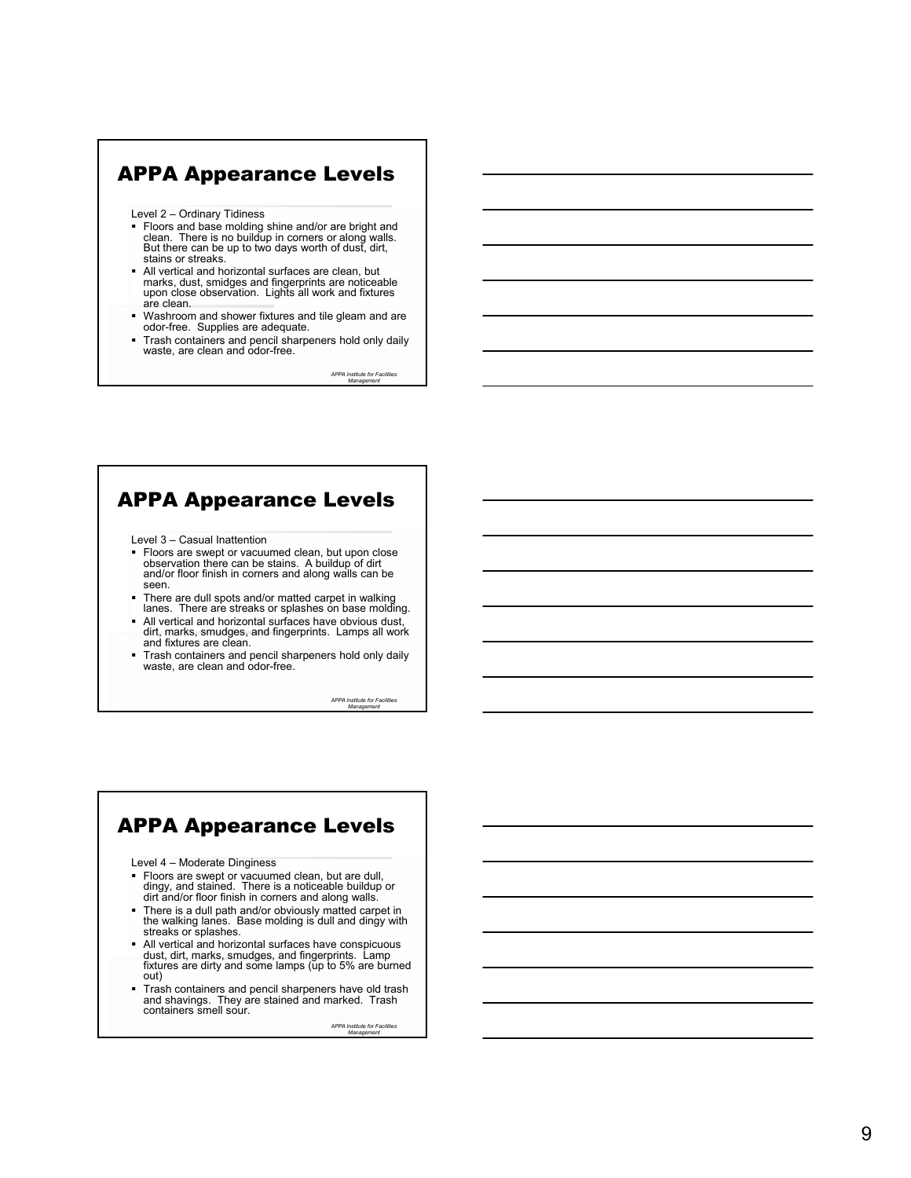## APPA Appearance Levels

Level 2 – Ordinary Tidiness

- Floors and base molding shine and/or are bright and clean. There is no buildup in corners or along walls. But there can be up to two days worth of dust, dirt, stains or streaks.
- All vertical and horizontal surfaces are clean, but marks, dust, smidges and fingerprints are noticeable upon close observation. Lights all work and fixtures are clean.
- Washroom and shower fixtures and tile gleam and are odor-free. Supplies are adequate.
- Trash containers and pencil sharpeners hold only daily waste, are clean and odor-free.

*APPA Institute for Facilities Management*

## APPA Appearance Levels

Level 3 – Casual Inattention

- Floors are swept or vacuumed clean, but upon close observation there can be stains. A buildup of dirt and/or floor finish in corners and along walls can be seen.
- There are dull spots and/or matted carpet in walking lanes. There are streaks or splashes on base molding.
- All vertical and horizontal surfaces have obvious dust, dirt, marks, smudges, and fingerprints. Lamps all work and fixtures are clean.
- Trash containers and pencil sharpeners hold only daily waste, are clean and odor-free.

*APPA Institute for Facilities Management*

## APPA Appearance Levels

Level 4 – Moderate Dinginess

- Floors are swept or vacuumed clean, but are dull, dingy, and stained. There is a noticeable buildup or dirt and/or floor finish in corners and along walls.
- There is a dull path and/or obviously matted carpet in the walking lanes. Base molding is dull and dingy with streaks or splashes.
- All vertical and horizontal surfaces have conspicuous dust, dirt, marks, smudges, and fingerprints. Lamp fixtures are dirty and some lamps (up to 5% are burned out)
- Trash containers and pencil sharpeners have old trash and shavings. They are stained and marked. Trash containers smell sour.

*APPA Institute for Facilities Management*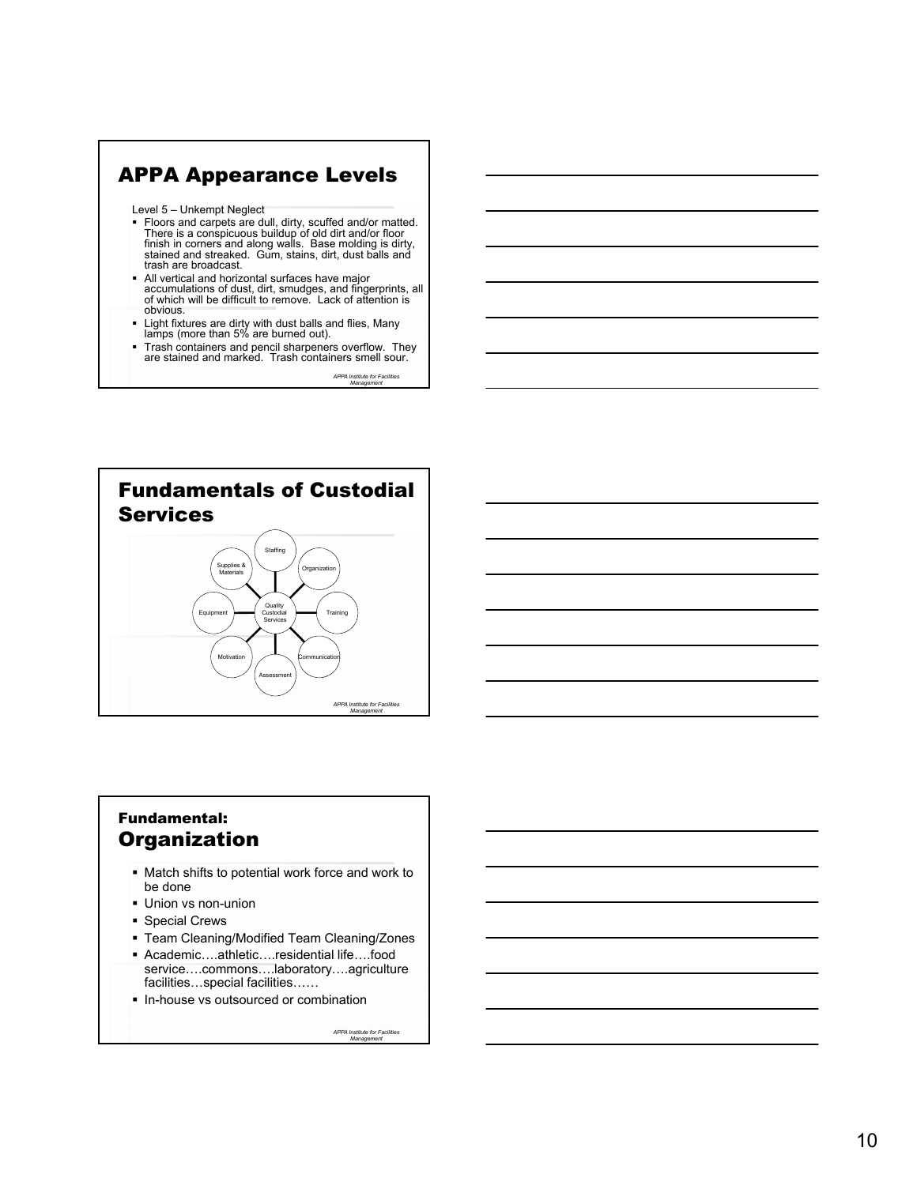## APPA Appearance Levels

Level 5 – Unkempt Neglect

- Floors and carpets are dull, dirty, scuffed and/or matted. There is a conspicuous buildup of old dirt and/or floor finish in corners and along walls. Base molding is dirty, stained and streaked. Gum, stains, dirt, dust balls and trash are broadcast.
- All vertical and horizontal surfaces have major accumulations of dust, dirt, smudges, and fingerprints, all of which will be difficult to remove. Lack of attention is obvious.
- Light fixtures are dirty with dust balls and flies, Many lamps (more than 5% are burned out).
- Trash containers and pencil sharpeners overflow. They are stained and marked. Trash containers smell sour.

*APPA Institute for Facilities Management*

## Fundamentals of Custodial Services

Quality Custodial Services: Staffing, Organization, Training, Communication, Assessment, Motivation, Equipment, Supplies & Materials

*APPA Institute for Facilities Management*

## Fundamental: Organization

- Match shifts to potential work force and work to be done
- Union vs non-union
- Special Crews
- Team Cleaning/Modified Team Cleaning/Zones
- Academic….athletic….residential life….food service….commons….laboratory….agriculture facilities…special facilities……
- In-house vs outsourced or combination

*APPA Institute for Facilities Management*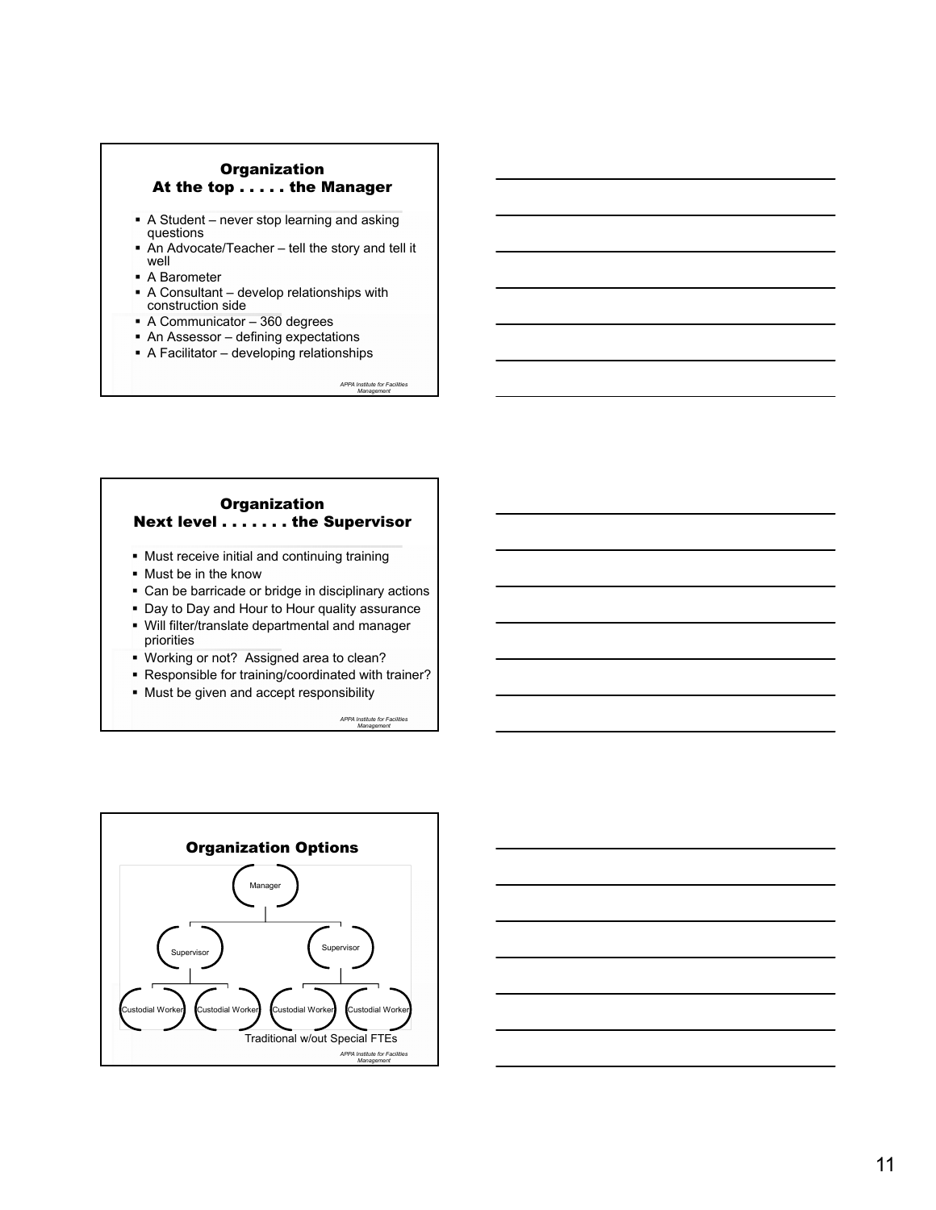## Organization
## At the top . . . . . the Manager

- A Student – never stop learning and asking questions
- An Advocate/Teacher – tell the story and tell it well
- A Barometer
- A Consultant – develop relationships with construction side
- A Communicator – 360 degrees
- An Assessor – defining expectations
- A Facilitator – developing relationships

*APPA Institute for Facilities Management*

## Organization
## Next level . . . . . . . the Supervisor

- Must receive initial and continuing training
- Must be in the know
- Can be barricade or bridge in disciplinary actions
- Day to Day and Hour to Hour quality assurance
- Will filter/translate departmental and manager priorities
- Working or not? Assigned area to clean?
- Responsible for training/coordinated with trainer?
- Must be given and accept responsibility

*APPA Institute for Facilities Management*

## Organization Options

Manager

Supervisor — Supervisor

Custodial Worker — Custodial Worker — Custodial Worker — Custodial Worker

Traditional w/out Special FTEs

*APPA Institute for Facilities Management*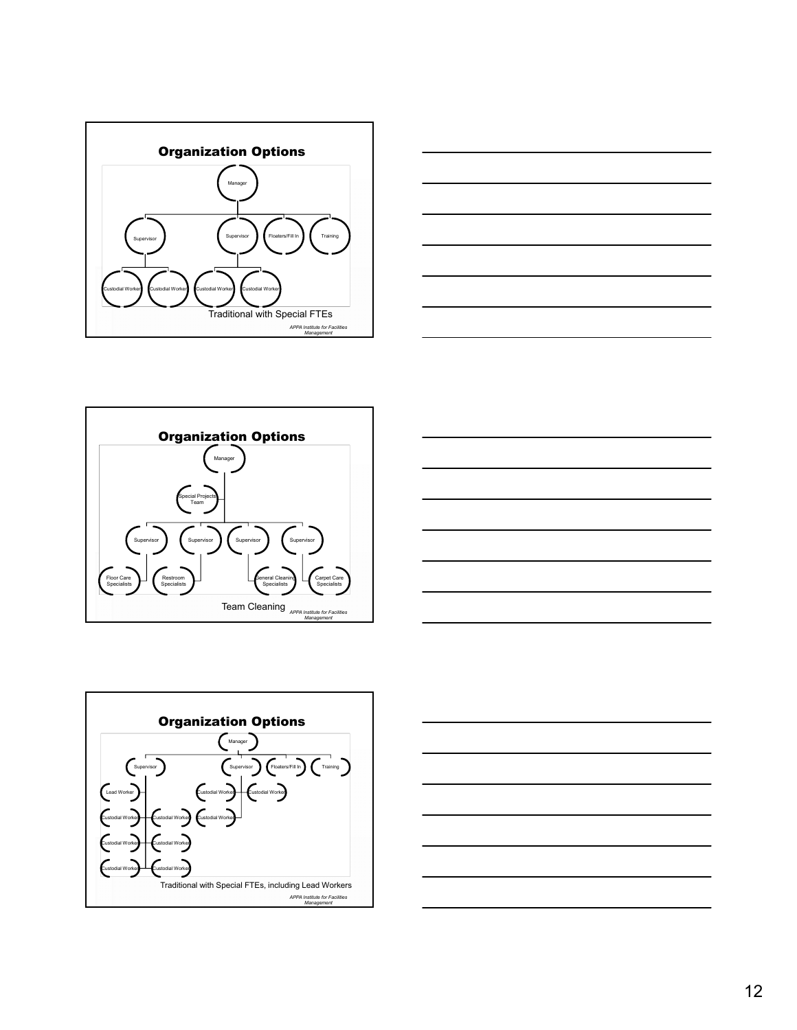## Organization Options

Manager

Supervisor | Supervisor | Floaters/Fill In | Training

Custodial Worker | Custodial Worker | Custodial Worker | Custodial Worker

Traditional with Special FTEs

*APPA Institute for Facilities Management*

## Organization Options

Manager

Special Projects Team

Supervisor | Supervisor | Supervisor | Supervisor

Floor Care Specialists | Restroom Specialists | General Cleaning Specialists | Carpet Care Specialists

Team Cleaning

*APPA Institute for Facilities Management*

## Organization Options

Manager

Supervisor | Supervisor | Floaters/Fill In | Training

Lead Worker

Custodial Worker | Custodial Worker | Custodial Worker | Custodial Worker | Custodial Worker | Custodial Worker | Custodial Worker | Custodial Worker | Custodial Worker

Traditional with Special FTEs, including Lead Workers

*APPA Institute for Facilities Management*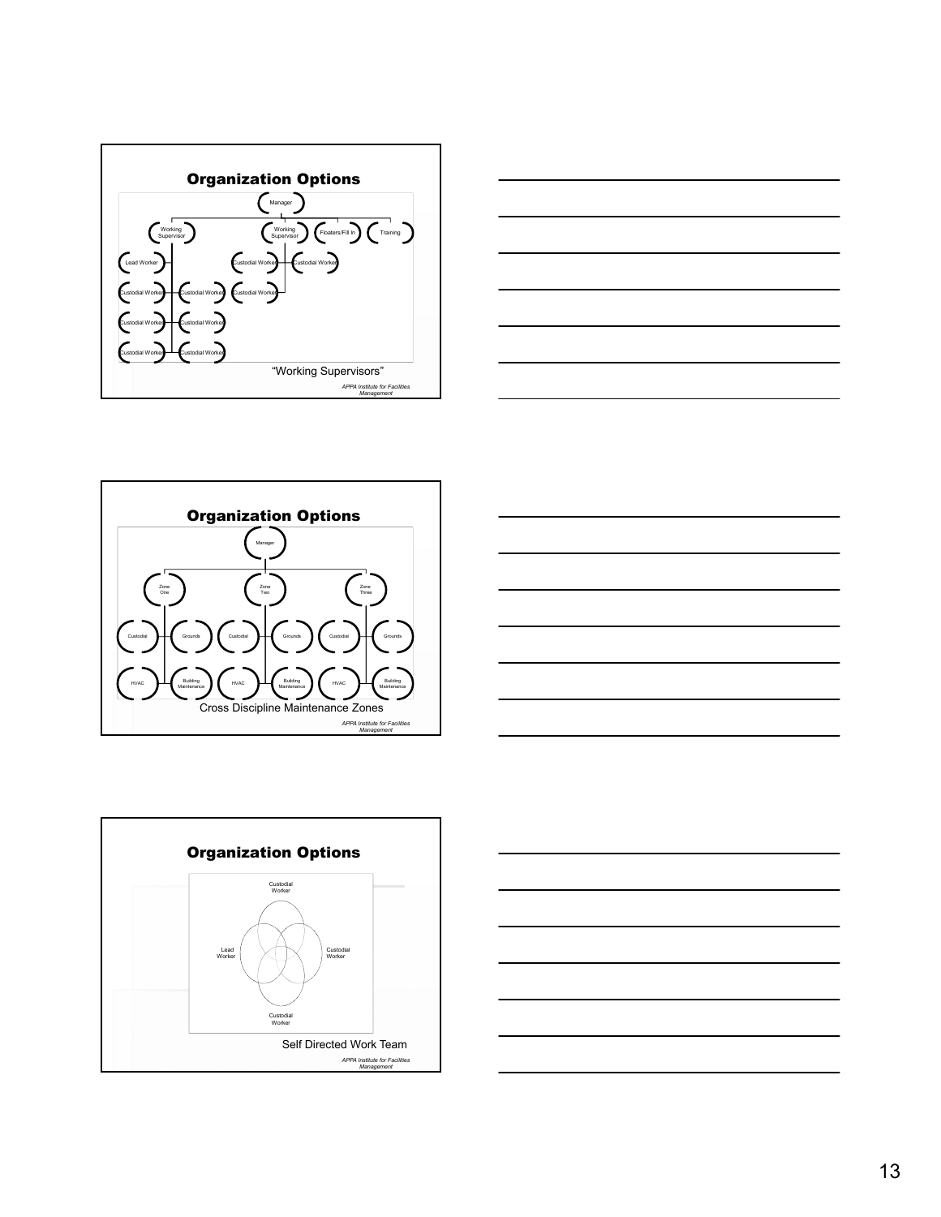## Organization Options

- Manager
  - Working Supervisor
    - Lead Worker
    - Custodial Worker
    - Custodial Worker
    - Custodial Worker
    - Custodial Worker
    - Custodial Worker
    - Custodial Worker
  - Working Supervisor
    - Custodial Worker
    - Custodial Worker
    - Custodial Worker
  - Floaters/Fill In
  - Training

"Working Supervisors"

*APPA Institute for Facilities Management*

## Organization Options

- Manager
  - Zone One
    - Custodial
    - Grounds
    - HVAC
    - Building Maintenance
  - Zone Two
    - Custodial
    - Grounds
    - HVAC
    - Building Maintenance
  - Zone Three
    - Custodial
    - Grounds
    - HVAC
    - Building Maintenance

Cross Discipline Maintenance Zones

*APPA Institute for Facilities Management*

## Organization Options

- Custodial Worker
- Lead Worker
- Custodial Worker
- Custodial Worker

Self Directed Work Team

*APPA Institute for Facilities Management*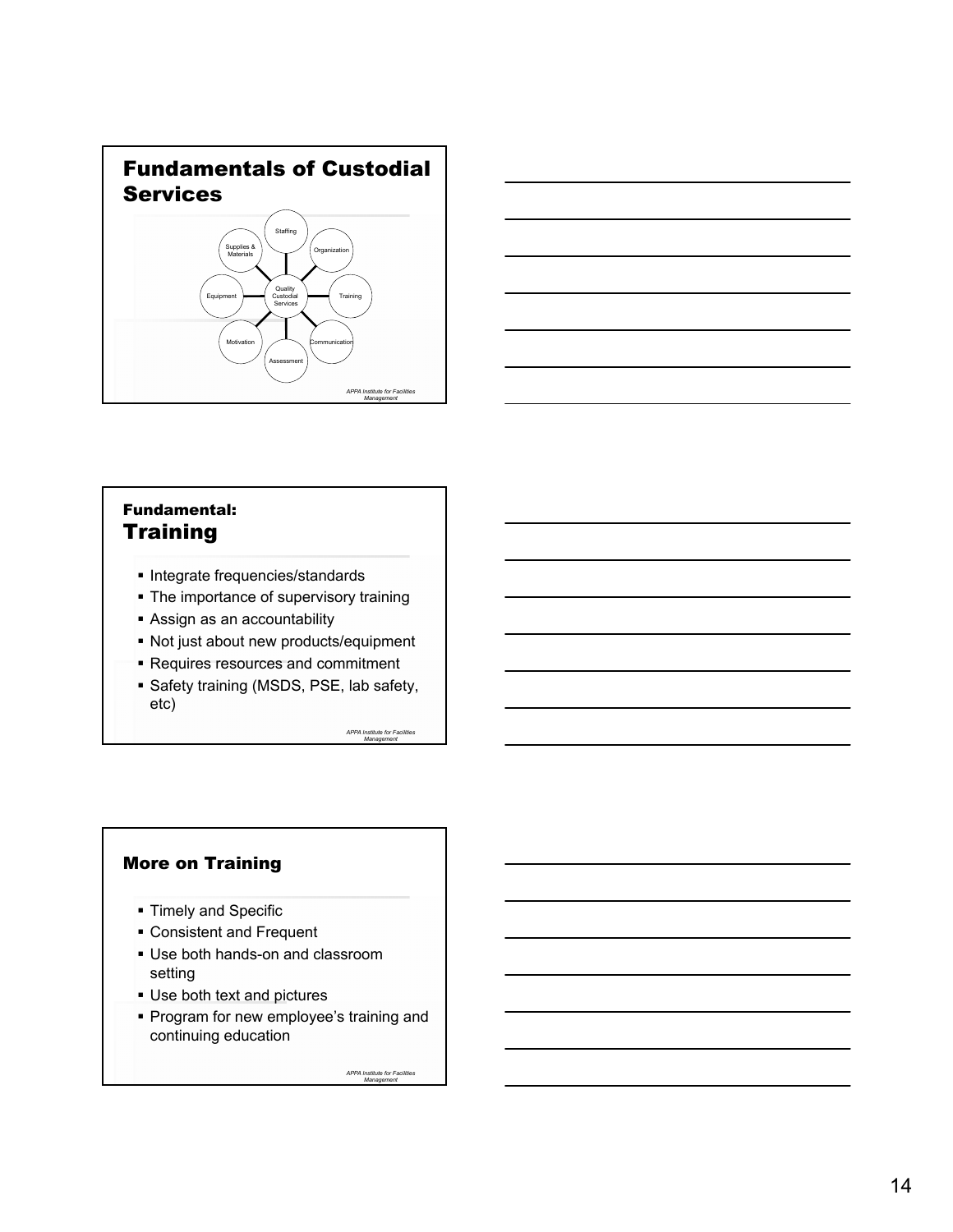## Fundamentals of Custodial Services

Staffing
Organization
Training
Communication
Assessment
Motivation
Equipment
Supplies & Materials

Quality Custodial Services

*APPA Institute for Facilities Management*

### Fundamental:
## Training

- Integrate frequencies/standards
- The importance of supervisory training
- Assign as an accountability
- Not just about new products/equipment
- Requires resources and commitment
- Safety training (MSDS, PSE, lab safety, etc)

*APPA Institute for Facilities Management*

## More on Training

- Timely and Specific
- Consistent and Frequent
- Use both hands-on and classroom setting
- Use both text and pictures
- Program for new employee's training and continuing education

*APPA Institute for Facilities Management*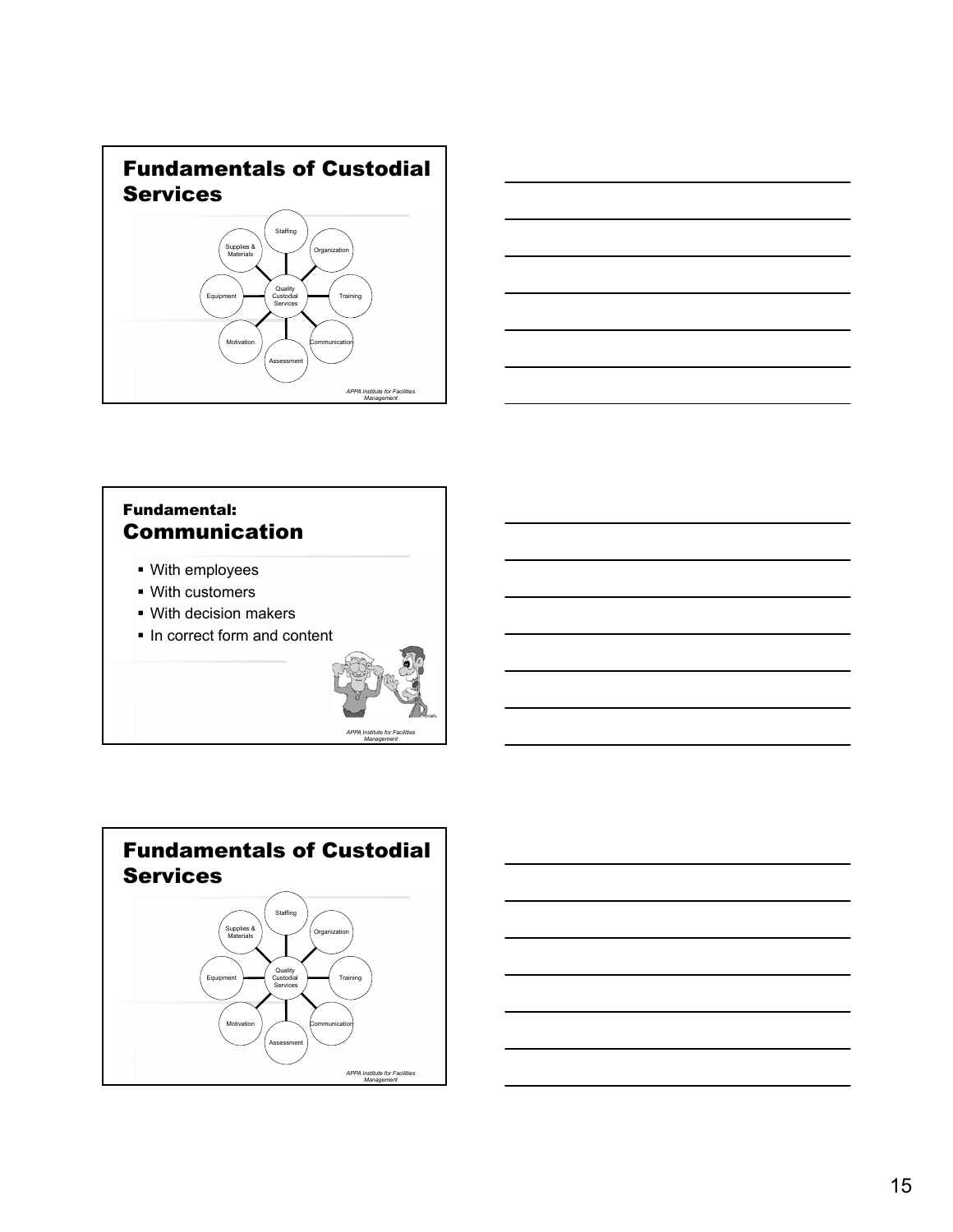## Fundamentals of Custodial Services

Staffing

Organization

Training

Communication

Assessment

Motivation

Equipment

Supplies & Materials

Quality Custodial Services

*APPA Institute for Facilities Management*

### Fundamental:
## Communication

- With employees
- With customers
- With decision makers
- In correct form and content

*APPA Institute for Facilities Management*

## Fundamentals of Custodial Services

Staffing

Organization

Training

Communication

Assessment

Motivation

Equipment

Supplies & Materials

Quality Custodial Services

*APPA Institute for Facilities Management*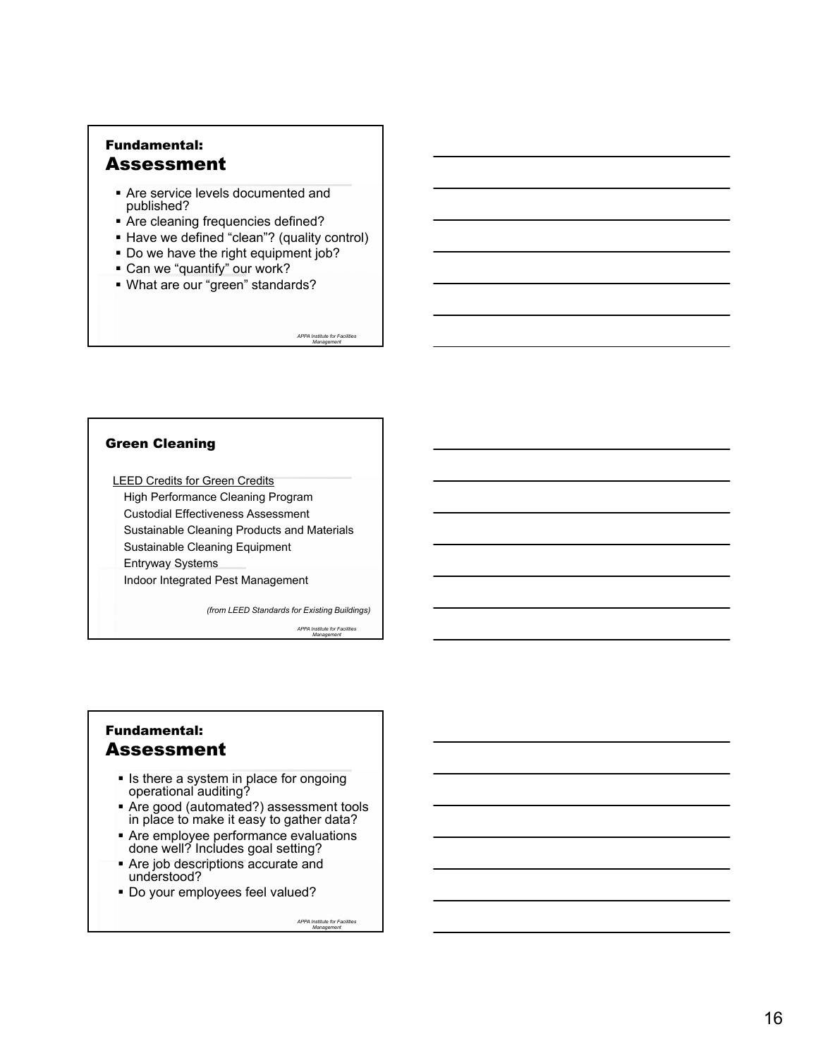## Fundamental: Assessment

- Are service levels documented and published?
- Are cleaning frequencies defined?
- Have we defined "clean"? (quality control)
- Do we have the right equipment job?
- Can we "quantify" our work?
- What are our "green" standards?

*APPA Institute for Facilities Management*

## Green Cleaning

LEED Credits for Green Credits

High Performance Cleaning Program
Custodial Effectiveness Assessment
Sustainable Cleaning Products and Materials
Sustainable Cleaning Equipment
Entryway Systems
Indoor Integrated Pest Management

*(from LEED Standards for Existing Buildings)*

*APPA Institute for Facilities Management*

## Fundamental: Assessment

- Is there a system in place for ongoing operational auditing?
- Are good (automated?) assessment tools in place to make it easy to gather data?
- Are employee performance evaluations done well? Includes goal setting?
- Are job descriptions accurate and understood?
- Do your employees feel valued?

*APPA Institute for Facilities Management*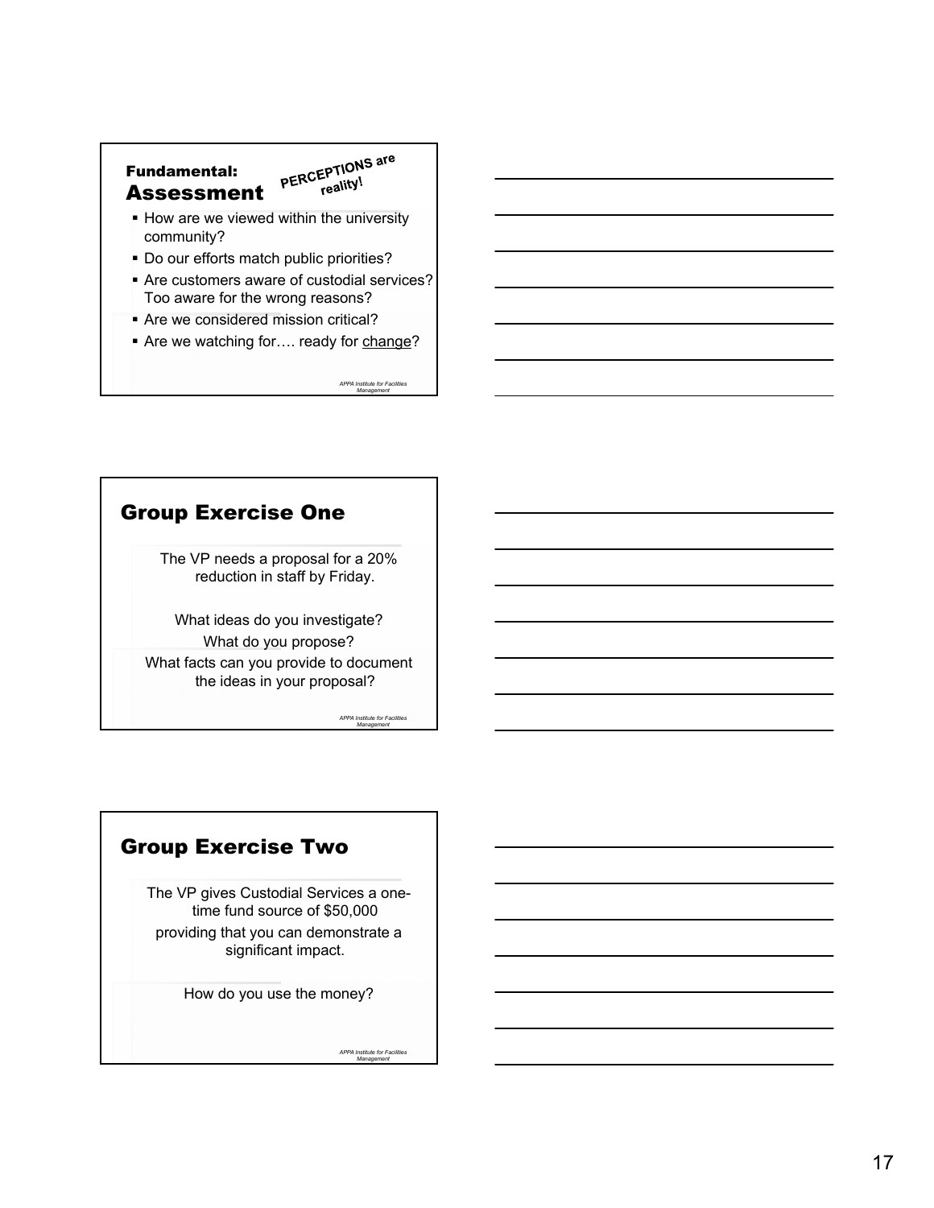## Fundamental: Assessment

PERCEPTIONS are reality!

- How are we viewed within the university community?
- Do our efforts match public priorities?
- Are customers aware of custodial services? Too aware for the wrong reasons?
- Are we considered mission critical?
- Are we watching for…. ready for change?

*APPA Institute for Facilities Management*

## Group Exercise One

The VP needs a proposal for a 20% reduction in staff by Friday.

What ideas do you investigate?

What do you propose?

What facts can you provide to document the ideas in your proposal?

*APPA Institute for Facilities Management*

## Group Exercise Two

The VP gives Custodial Services a one-time fund source of $50,000 providing that you can demonstrate a significant impact.

How do you use the money?

*APPA Institute for Facilities Management*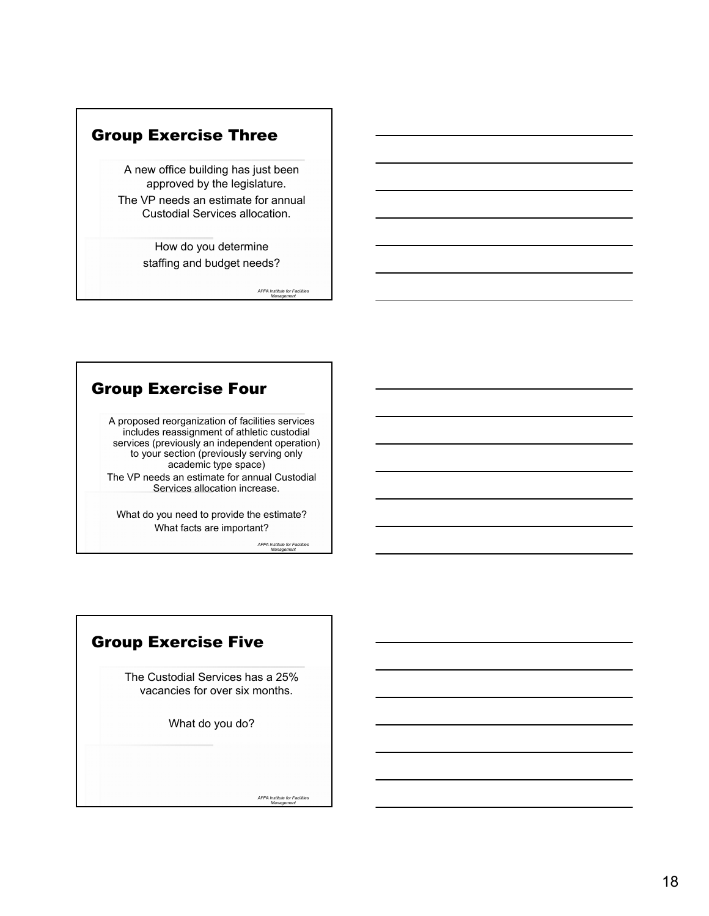## Group Exercise Three

A new office building has just been approved by the legislature.

The VP needs an estimate for annual Custodial Services allocation.

How do you determine staffing and budget needs?

*APPA Institute for Facilities Management*

## Group Exercise Four

A proposed reorganization of facilities services includes reassignment of athletic custodial services (previously an independent operation) to your section (previously serving only academic type space)

The VP needs an estimate for annual Custodial Services allocation increase.

What do you need to provide the estimate?

What facts are important?

*APPA Institute for Facilities Management*

## Group Exercise Five

The Custodial Services has a 25% vacancies for over six months.

What do you do?

*APPA Institute for Facilities Management*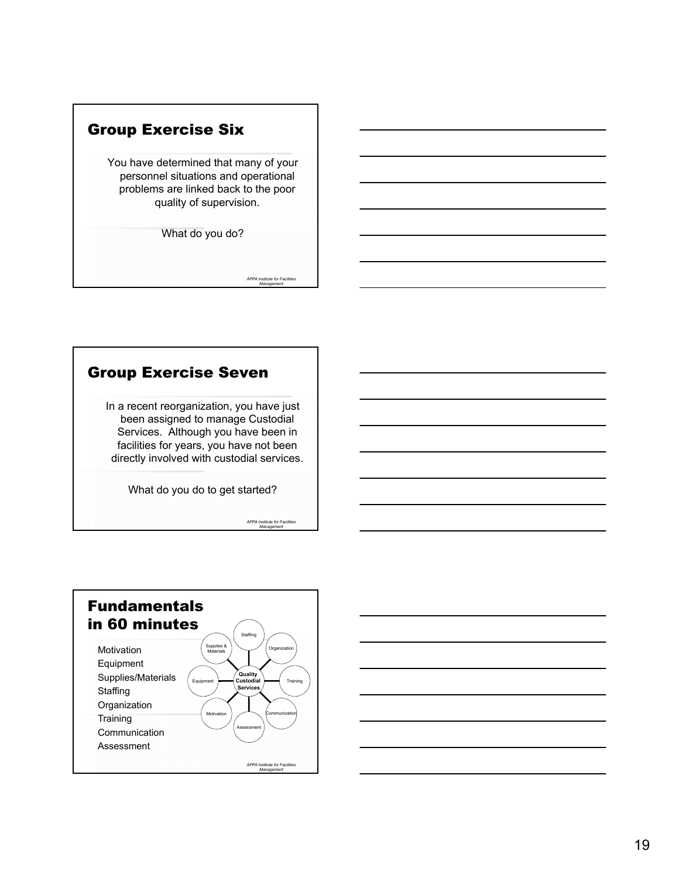## Group Exercise Six

You have determined that many of your personnel situations and operational problems are linked back to the poor quality of supervision.

What do you do?

*APPA Institute for Facilities Management*

## Group Exercise Seven

In a recent reorganization, you have just been assigned to manage Custodial Services. Although you have been in facilities for years, you have not been directly involved with custodial services.

What do you do to get started?

*APPA Institute for Facilities Management*

## Fundamentals in 60 minutes

- Motivation
- Equipment
- Supplies/Materials
- Staffing
- Organization
- Training
- Communication
- Assessment

Quality Custodial Services: Staffing, Organization, Training, Communication, Assessment, Motivation, Equipment, Supplies & Materials

*APPA Institute for Facilities Management*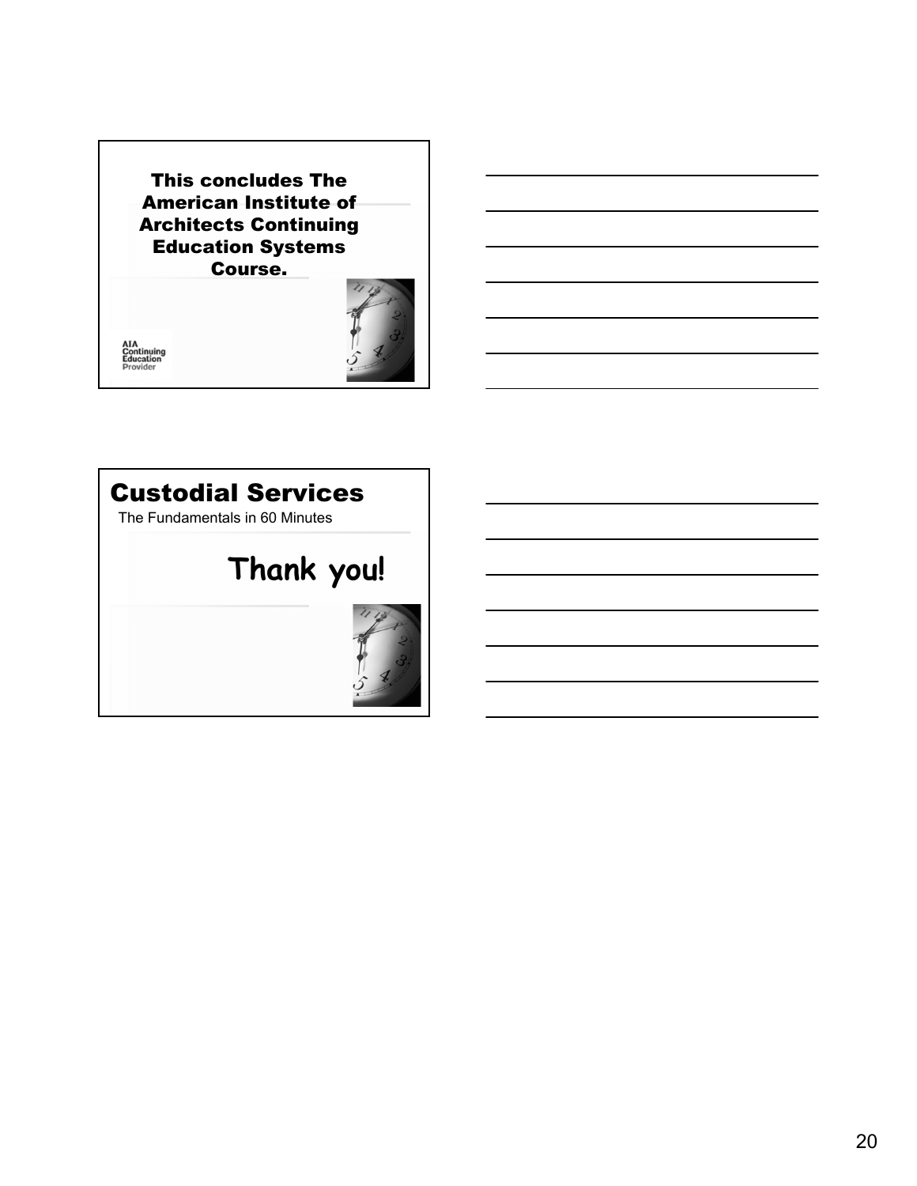This concludes The American Institute of Architects Continuing Education Systems Course.

AIA Continuing Education Provider

## Custodial Services

The Fundamentals in 60 Minutes

**Thank you!**